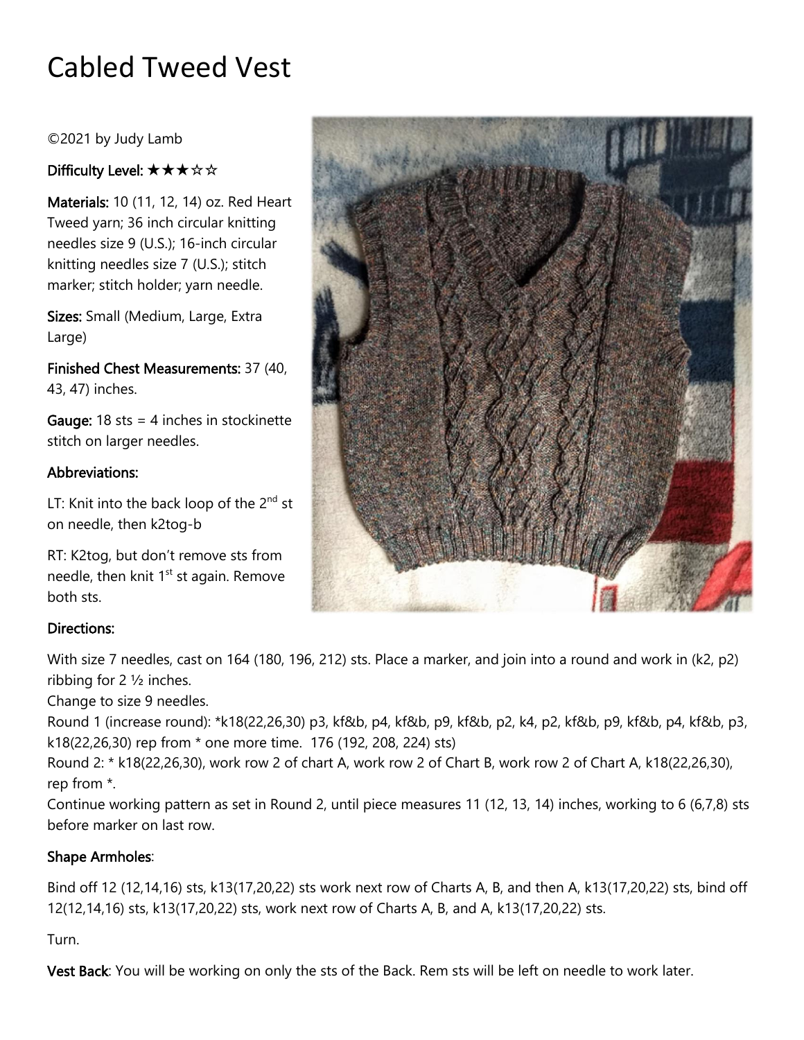# Cabled Tweed Vest

©2021 by Judy Lamb

**Difficulty Level:** ★★★☆☆

**Materials:** 10 (11, 12, 14) oz. Red Heart Tweed yarn; 36 inch circular knitting needles size 9 (U.S.); 16-inch circular knitting needles size 7 (U.S.); stitch marker; stitch holder; yarn needle.

**Sizes:** Small (Medium, Large, Extra Large)

**Finished Chest Measurements:** 37 (40, 43, 47) inches.

**Gauge:** 18 sts = 4 inches in stockinette stitch on larger needles.

**Abbreviations:**

LT: Knit into the back loop of the 2nd st on needle, then k2tog-b

RT: K2tog, but don't remove sts from needle, then knit 1st st again. Remove both sts.

**Directions:**

With size 7 needles, cast on 164 (180, 196, 212) sts. Place a marker, and join into a round and work in (k2, p2) ribbing for 2 ½ inches.

Change to size 9 needles.

Round 1 (increase round): *k18(22,26,30) p3, kf&b, p4, kf&b, p9, kf&b, p2, k4, p2, kf&b, p9, kf&b, p4, kf&b, p3, k18(22,26,30) rep from * one more time. 176 (192, 208, 224) sts)

Round 2: * k18(22,26,30), work row 2 of chart A, work row 2 of Chart B, work row 2 of Chart A, k18(22,26,30), rep from *.

Continue working pattern as set in Round 2, until piece measures 11 (12, 13, 14) inches, working to 6 (6,7,8) sts before marker on last row.

**Shape Armholes**:

Bind off 12 (12,14,16) sts, k13(17,20,22) sts work next row of Charts A, B, and then A, k13(17,20,22) sts, bind off 12(12,14,16) sts, k13(17,20,22) sts, work next row of Charts A, B, and A, k13(17,20,22) sts.

Turn.

**Vest Back**: You will be working on only the sts of the Back. Rem sts will be left on needle to work later.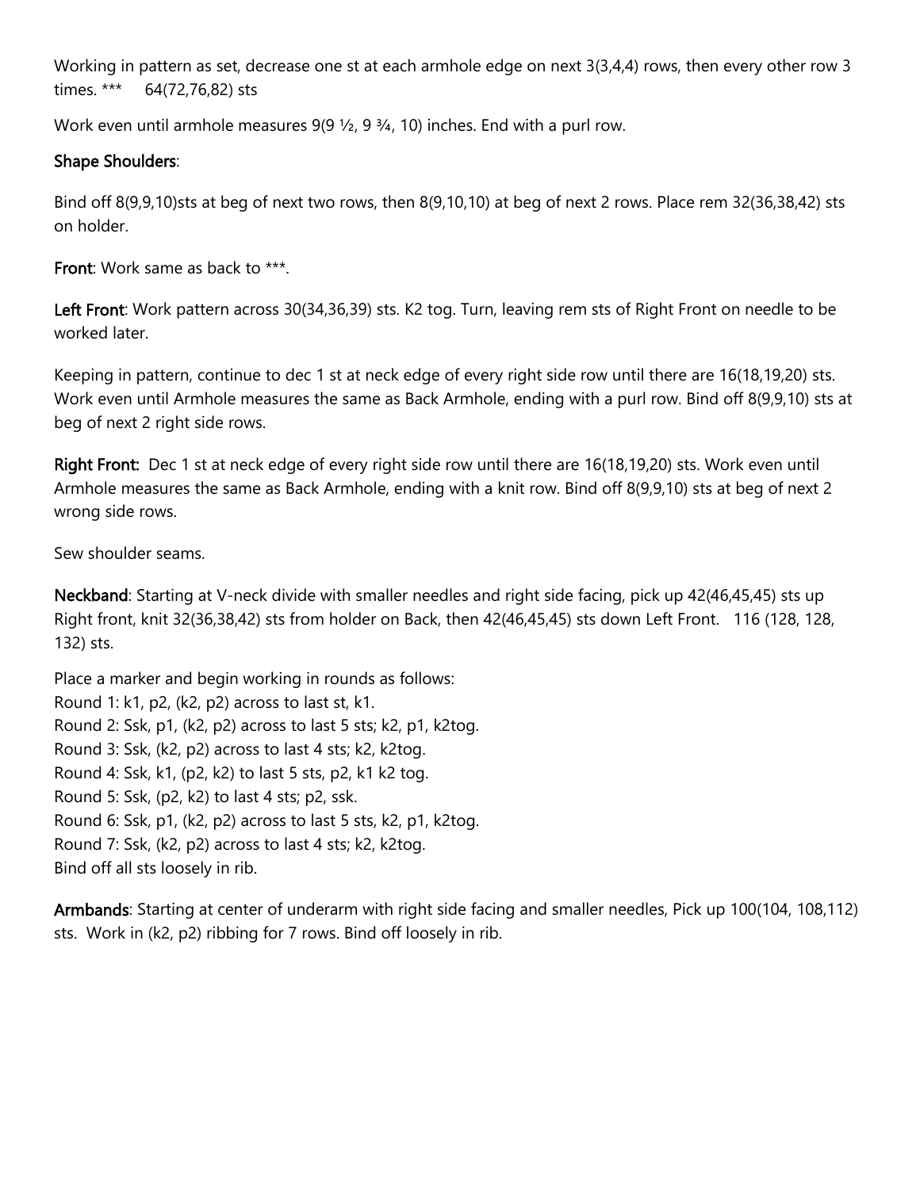Working in pattern as set, decrease one st at each armhole edge on next 3(3,4,4) rows, then every other row 3 times. ***     64(72,76,82) sts

Work even until armhole measures 9(9 ½, 9 ¾, 10) inches. End with a purl row.

### Shape Shoulders:

Bind off 8(9,9,10)sts at beg of next two rows, then 8(9,10,10) at beg of next 2 rows. Place rem 32(36,38,42) sts on holder.

**Front**: Work same as back to ***.

**Left Front**: Work pattern across 30(34,36,39) sts. K2 tog. Turn, leaving rem sts of Right Front on needle to be worked later.

Keeping in pattern, continue to dec 1 st at neck edge of every right side row until there are 16(18,19,20) sts. Work even until Armhole measures the same as Back Armhole, ending with a purl row. Bind off 8(9,9,10) sts at beg of next 2 right side rows.

**Right Front:** Dec 1 st at neck edge of every right side row until there are 16(18,19,20) sts. Work even until Armhole measures the same as Back Armhole, ending with a knit row. Bind off 8(9,9,10) sts at beg of next 2 wrong side rows.

Sew shoulder seams.

**Neckband**: Starting at V-neck divide with smaller needles and right side facing, pick up 42(46,45,45) sts up Right front, knit 32(36,38,42) sts from holder on Back, then 42(46,45,45) sts down Left Front.   116 (128, 128, 132) sts.

Place a marker and begin working in rounds as follows:
Round 1: k1, p2, (k2, p2) across to last st, k1.
Round 2: Ssk, p1, (k2, p2) across to last 5 sts; k2, p1, k2tog.
Round 3: Ssk, (k2, p2) across to last 4 sts; k2, k2tog.
Round 4: Ssk, k1, (p2, k2) to last 5 sts, p2, k1 k2 tog.
Round 5: Ssk, (p2, k2) to last 4 sts; p2, ssk.
Round 6: Ssk, p1, (k2, p2) across to last 5 sts, k2, p1, k2tog.
Round 7: Ssk, (k2, p2) across to last 4 sts; k2, k2tog.
Bind off all sts loosely in rib.

**Armbands**: Starting at center of underarm with right side facing and smaller needles, Pick up 100(104, 108,112) sts. Work in (k2, p2) ribbing for 7 rows. Bind off loosely in rib.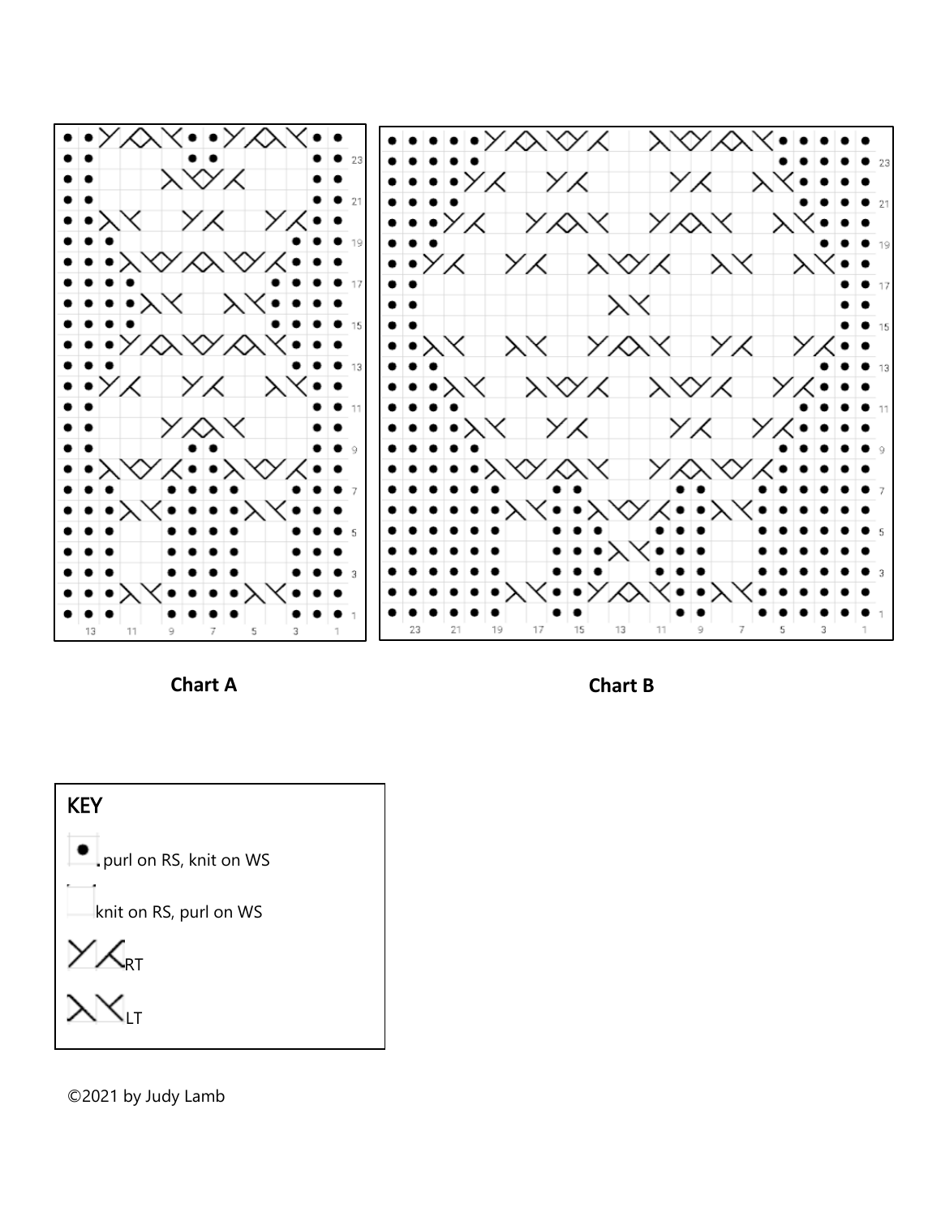23
21
19
17
15
13
11
9
7
5
3
1

13 11 9 7 5 3 1

23
21
19
17
15
13
11
9
7
5
3
1

23 21 19 17 15 13 11 9 7 5 3 1

**Chart A**

**Chart B**

KEY

purl on RS, knit on WS

knit on RS, purl on WS

RT

LT

©2021 by Judy Lamb